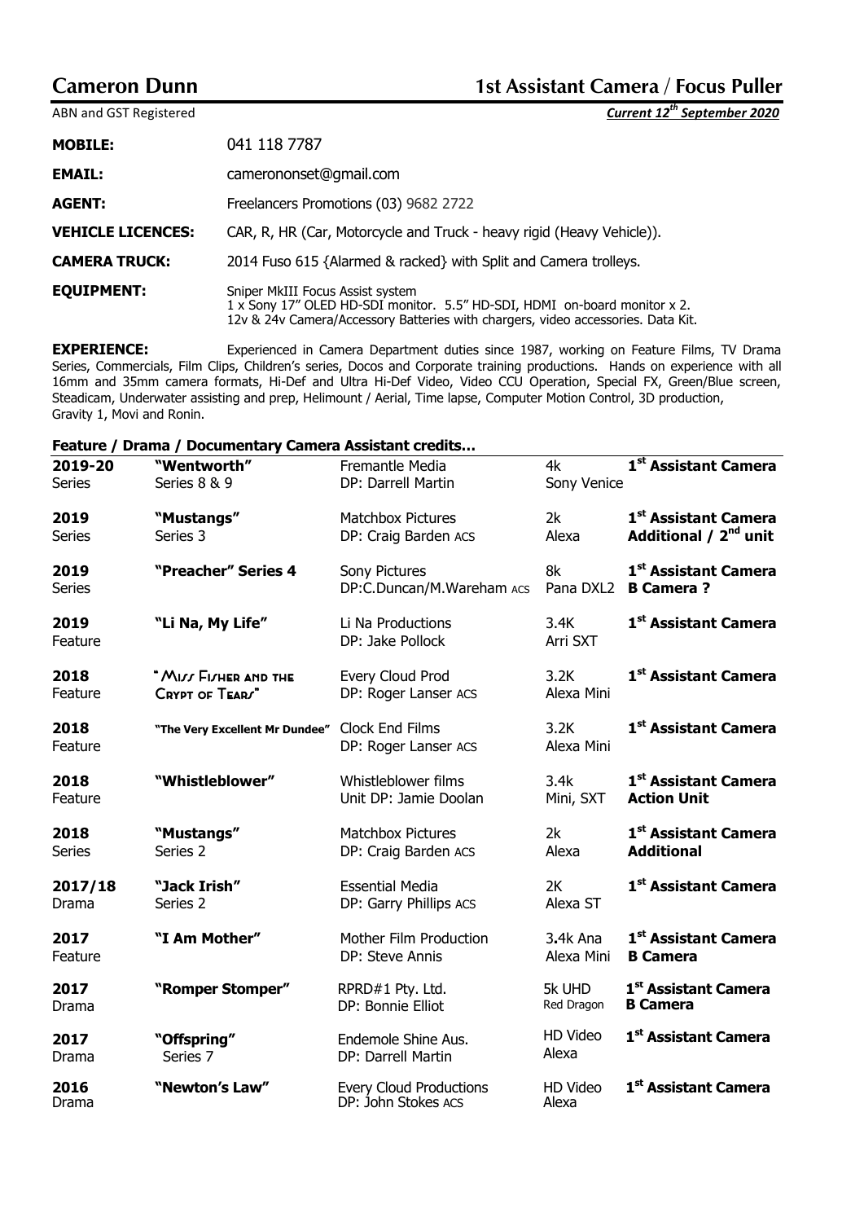# Cameron Dunn — 1st Assistant Camera / Focus Puller

ABN and GST Registered *Current 12th September 2020*

| | |
|---|---|
| **MOBILE:** | 041 118 7787 |
| **EMAIL:** | camerononset@gmail.com |
| **AGENT:** | Freelancers Promotions (03) 9682 2722 |
| **VEHICLE LICENCES:** | CAR, R, HR (Car, Motorcycle and Truck - heavy rigid (Heavy Vehicle)). |
| **CAMERA TRUCK:** | 2014 Fuso 615 {Alarmed & racked} with Split and Camera trolleys. |
| **EQUIPMENT:** | Sniper MkIII Focus Assist system<br>1 x Sony 17" OLED HD-SDI monitor. 5.5" HD-SDI, HDMI on-board monitor x 2.<br>12v & 24v Camera/Accessory Batteries with chargers, video accessories. Data Kit. |

**EXPERIENCE:** Experienced in Camera Department duties since 1987, working on Feature Films, TV Drama Series, Commercials, Film Clips, Children's series, Docos and Corporate training productions. Hands on experience with all 16mm and 35mm camera formats, Hi-Def and Ultra Hi-Def Video, Video CCU Operation, Special FX, Green/Blue screen, Steadicam, Underwater assisting and prep, Helimount / Aerial, Time lapse, Computer Motion Control, 3D production, Gravity 1, Movi and Ronin.

## Feature / Drama / Documentary Camera Assistant credits…

| Year | Title | Production | Format | Role |
|---|---|---|---|---|
| **2019-20**<br>Series | **"Wentworth"**<br>Series 8 & 9 | Fremantle Media<br>DP: Darrell Martin | 4k<br>Sony Venice | **1st Assistant Camera** |
| **2019**<br>Series | **"Mustangs"**<br>Series 3 | Matchbox Pictures<br>DP: Craig Barden ACS | 2k<br>Alexa | **1st Assistant Camera**<br>**Additional / 2nd unit** |
| **2019**<br>Series | **"Preacher" Series 4** | Sony Pictures<br>DP:C.Duncan/M.Wareham ACS | 8k<br>Pana DXL2 | **1st Assistant Camera**<br>**B Camera ?** |
| **2019**<br>Feature | **"Li Na, My Life"** | Li Na Productions<br>DP: Jake Pollock | 3.4K<br>Arri SXT | **1st Assistant Camera** |
| **2018**<br>Feature | **"Miss Fisher and the Crypt of Tears"** | Every Cloud Prod<br>DP: Roger Lanser ACS | 3.2K<br>Alexa Mini | **1st Assistant Camera** |
| **2018**<br>Feature | **"The Very Excellent Mr Dundee"** | Clock End Films<br>DP: Roger Lanser ACS | 3.2K<br>Alexa Mini | **1st Assistant Camera** |
| **2018**<br>Feature | **"Whistleblower"** | Whistleblower films<br>Unit DP: Jamie Doolan | 3.4k<br>Mini, SXT | **1st Assistant Camera**<br>**Action Unit** |
| **2018**<br>Series | **"Mustangs"**<br>Series 2 | Matchbox Pictures<br>DP: Craig Barden ACS | 2k<br>Alexa | **1st Assistant Camera**<br>**Additional** |
| **2017/18**<br>Drama | **"Jack Irish"**<br>Series 2 | Essential Media<br>DP: Garry Phillips ACS | 2K<br>Alexa ST | **1st Assistant Camera** |
| **2017**<br>Feature | **"I Am Mother"** | Mother Film Production<br>DP: Steve Annis | 3.4k Ana<br>Alexa Mini | **1st Assistant Camera**<br>**B Camera** |
| **2017**<br>Drama | **"Romper Stomper"** | RPRD#1 Pty. Ltd.<br>DP: Bonnie Elliot | 5k UHD<br>Red Dragon | **1st Assistant Camera**<br>**B Camera** |
| **2017**<br>Drama | **"Offspring"**<br>Series 7 | Endemole Shine Aus.<br>DP: Darrell Martin | HD Video<br>Alexa | **1st Assistant Camera** |
| **2016**<br>Drama | **"Newton's Law"** | Every Cloud Productions<br>DP: John Stokes ACS | HD Video<br>Alexa | **1st Assistant Camera** |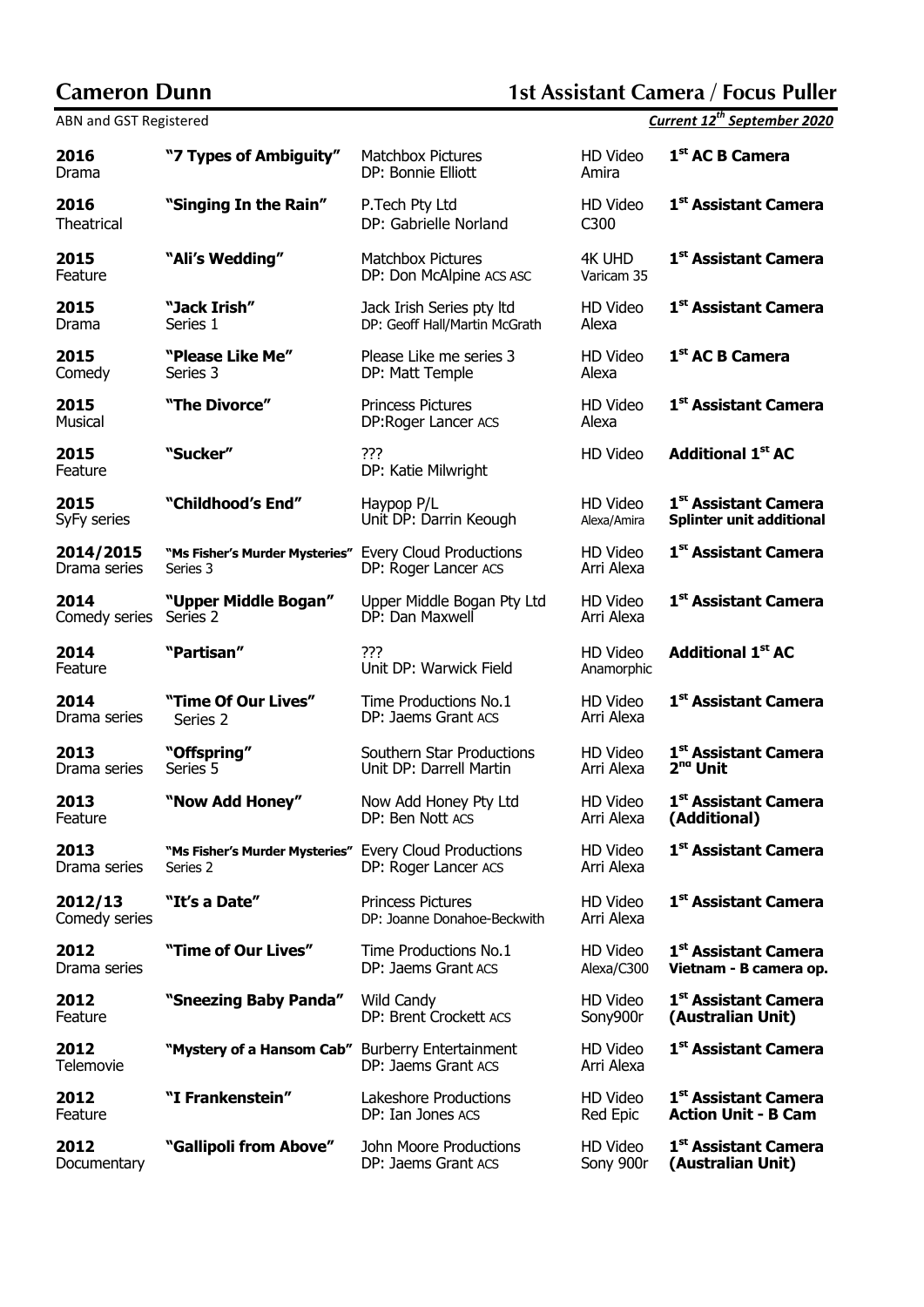# Cameron Dunn

## 1st Assistant Camera / Focus Puller

ABN and GST Registered

***Current 12th September 2020***

| Year / Type | Title | Production / DP | Format | Role |
|---|---|---|---|---|
| **2016** Drama | **"7 Types of Ambiguity"** | Matchbox Pictures DP: Bonnie Elliott | HD Video Amira | **1st AC B Camera** |
| **2016** Theatrical | **"Singing In the Rain"** | P.Tech Pty Ltd DP: Gabrielle Norland | HD Video C300 | **1st Assistant Camera** |
| **2015** Feature | **"Ali's Wedding"** | Matchbox Pictures DP: Don McAlpine ACS ASC | 4K UHD Varicam 35 | **1st Assistant Camera** |
| **2015** Drama | **"Jack Irish"** Series 1 | Jack Irish Series pty ltd DP: Geoff Hall/Martin McGrath | HD Video Alexa | **1st Assistant Camera** |
| **2015** Comedy | **"Please Like Me"** Series 3 | Please Like me series 3 DP: Matt Temple | HD Video Alexa | **1st AC B Camera** |
| **2015** Musical | **"The Divorce"** | Princess Pictures DP:Roger Lancer ACS | HD Video Alexa | **1st Assistant Camera** |
| **2015** Feature | **"Sucker"** | ??? DP: Katie Milwright | HD Video | **Additional 1st AC** |
| **2015** SyFy series | **"Childhood's End"** | Haypop P/L Unit DP: Darrin Keough | HD Video Alexa/Amira | **1st Assistant Camera Splinter unit additional** |
| **2014/2015** Drama series | **"Ms Fisher's Murder Mysteries"** Series 3 | Every Cloud Productions DP: Roger Lancer ACS | HD Video Arri Alexa | **1st Assistant Camera** |
| **2014** Comedy series | **"Upper Middle Bogan"** Series 2 | Upper Middle Bogan Pty Ltd DP: Dan Maxwell | HD Video Arri Alexa | **1st Assistant Camera** |
| **2014** Feature | **"Partisan"** | ??? Unit DP: Warwick Field | HD Video Anamorphic | **Additional 1st AC** |
| **2014** Drama series | **"Time Of Our Lives"** Series 2 | Time Productions No.1 DP: Jaems Grant ACS | HD Video Arri Alexa | **1st Assistant Camera** |
| **2013** Drama series | **"Offspring"** Series 5 | Southern Star Productions Unit DP: Darrell Martin | HD Video Arri Alexa | **1st Assistant Camera 2nd Unit** |
| **2013** Feature | **"Now Add Honey"** | Now Add Honey Pty Ltd DP: Ben Nott ACS | HD Video Arri Alexa | **1st Assistant Camera (Additional)** |
| **2013** Drama series | **"Ms Fisher's Murder Mysteries"** Series 2 | Every Cloud Productions DP: Roger Lancer ACS | HD Video Arri Alexa | **1st Assistant Camera** |
| **2012/13** Comedy series | **"It's a Date"** | Princess Pictures DP: Joanne Donahoe-Beckwith | HD Video Arri Alexa | **1st Assistant Camera** |
| **2012** Drama series | **"Time of Our Lives"** | Time Productions No.1 DP: Jaems Grant ACS | HD Video Alexa/C300 | **1st Assistant Camera Vietnam - B camera op.** |
| **2012** Feature | **"Sneezing Baby Panda"** | Wild Candy DP: Brent Crockett ACS | HD Video Sony900r | **1st Assistant Camera (Australian Unit)** |
| **2012** Telemovie | **"Mystery of a Hansom Cab"** | Burberry Entertainment DP: Jaems Grant ACS | HD Video Arri Alexa | **1st Assistant Camera** |
| **2012** Feature | **"I Frankenstein"** | Lakeshore Productions DP: Ian Jones ACS | HD Video Red Epic | **1st Assistant Camera Action Unit - B Cam** |
| **2012** Documentary | **"Gallipoli from Above"** | John Moore Productions DP: Jaems Grant ACS | HD Video Sony 900r | **1st Assistant Camera (Australian Unit)** |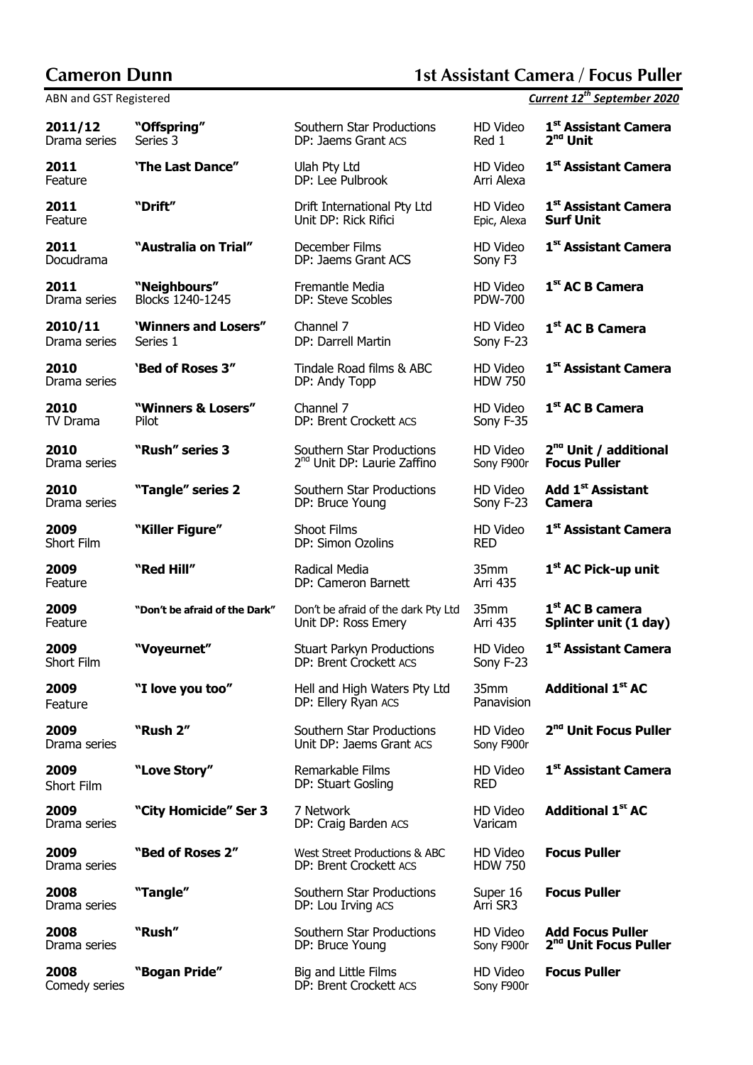# Cameron Dunn

## 1st Assistant Camera / Focus Puller

ABN and GST Registered

***Current 12th September 2020***

| Year / Type | Title | Production / DP | Format | Role |
|---|---|---|---|---|
| **2011/12** Drama series | **"Offspring"** Series 3 | Southern Star Productions DP: Jaems Grant ACS | HD Video Red 1 | **1st Assistant Camera 2nd Unit** |
| **2011** Feature | **'The Last Dance"** | Ulah Pty Ltd DP: Lee Pulbrook | HD Video Arri Alexa | **1st Assistant Camera** |
| **2011** Feature | **"Drift"** | Drift International Pty Ltd Unit DP: Rick Rifici | HD Video Epic, Alexa | **1st Assistant Camera Surf Unit** |
| **2011** Docudrama | **"Australia on Trial"** | December Films DP: Jaems Grant ACS | HD Video Sony F3 | **1st Assistant Camera** |
| **2011** Drama series | **"Neighbours"** Blocks 1240-1245 | Fremantle Media DP: Steve Scobles | HD Video PDW-700 | **1st AC B Camera** |
| **2010/11** Drama series | **'Winners and Losers"** Series 1 | Channel 7 DP: Darrell Martin | HD Video Sony F-23 | **1st AC B Camera** |
| **2010** Drama series | **'Bed of Roses 3"** | Tindale Road films & ABC DP: Andy Topp | HD Video HDW 750 | **1st Assistant Camera** |
| **2010** TV Drama | **"Winners & Losers"** Pilot | Channel 7 DP: Brent Crockett ACS | HD Video Sony F-35 | **1st AC B Camera** |
| **2010** Drama series | **"Rush" series 3** | Southern Star Productions 2nd Unit DP: Laurie Zaffino | HD Video Sony F900r | **2nd Unit / additional Focus Puller** |
| **2010** Drama series | **"Tangle" series 2** | Southern Star Productions DP: Bruce Young | HD Video Sony F-23 | **Add 1st Assistant Camera** |
| **2009** Short Film | **"Killer Figure"** | Shoot Films DP: Simon Ozolins | HD Video RED | **1st Assistant Camera** |
| **2009** Feature | **"Red Hill"** | Radical Media DP: Cameron Barnett | 35mm Arri 435 | **1st AC Pick-up unit** |
| **2009** Feature | **"Don't be afraid of the Dark"** | Don't be afraid of the dark Pty Ltd Unit DP: Ross Emery | 35mm Arri 435 | **1st AC B camera Splinter unit (1 day)** |
| **2009** Short Film | **"Voyeurnet"** | Stuart Parkyn Productions DP: Brent Crockett ACS | HD Video Sony F-23 | **1st Assistant Camera** |
| **2009** Feature | **"I love you too"** | Hell and High Waters Pty Ltd DP: Ellery Ryan ACS | 35mm Panavision | **Additional 1st AC** |
| **2009** Drama series | **"Rush 2"** | Southern Star Productions Unit DP: Jaems Grant ACS | HD Video Sony F900r | **2nd Unit Focus Puller** |
| **2009** Short Film | **"Love Story"** | Remarkable Films DP: Stuart Gosling | HD Video RED | **1st Assistant Camera** |
| **2009** Drama series | **"City Homicide" Ser 3** | 7 Network DP: Craig Barden ACS | HD Video Varicam | **Additional 1st AC** |
| **2009** Drama series | **"Bed of Roses 2"** | West Street Productions & ABC DP: Brent Crockett ACS | HD Video HDW 750 | **Focus Puller** |
| **2008** Drama series | **"Tangle"** | Southern Star Productions DP: Lou Irving ACS | Super 16 Arri SR3 | **Focus Puller** |
| **2008** Drama series | **"Rush"** | Southern Star Productions DP: Bruce Young | HD Video Sony F900r | **Add Focus Puller 2nd Unit Focus Puller** |
| **2008** Comedy series | **"Bogan Pride"** | Big and Little Films DP: Brent Crockett ACS | HD Video Sony F900r | **Focus Puller** |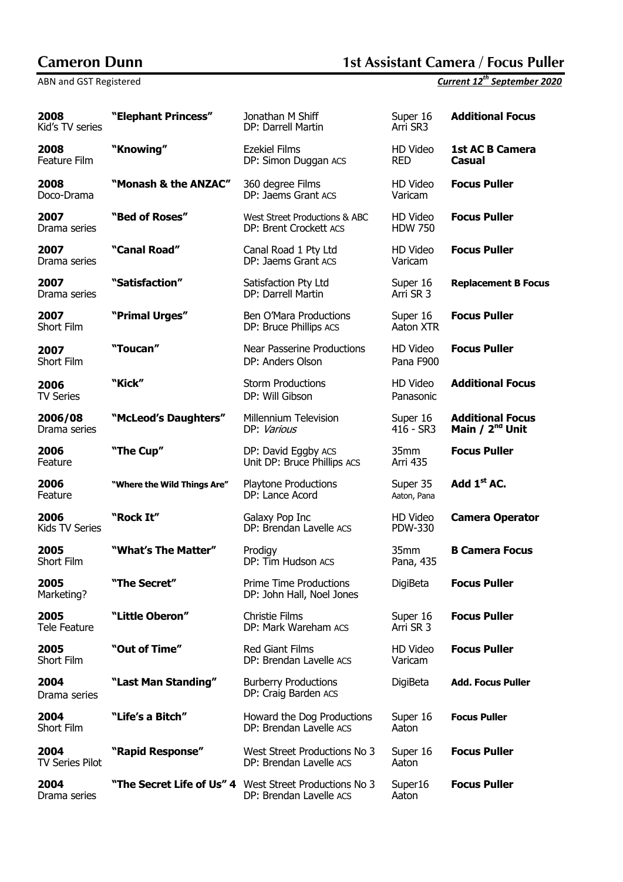# Cameron Dunn

## 1st Assistant Camera / Focus Puller

ABN and GST Registered

***Current 12th September 2020***

| Year / Type | Title | Production / DP | Format / Camera | Role |
|---|---|---|---|---|
| **2008** Kid's TV series | **"Elephant Princess"** | Jonathan M Shiff DP: Darrell Martin | Super 16 Arri SR3 | **Additional Focus** |
| **2008** Feature Film | **"Knowing"** | Ezekiel Films DP: Simon Duggan ACS | HD Video RED | **1st AC B Camera Casual** |
| **2008** Doco-Drama | **"Monash & the ANZAC"** | 360 degree Films DP: Jaems Grant ACS | HD Video Varicam | **Focus Puller** |
| **2007** Drama series | **"Bed of Roses"** | West Street Productions & ABC DP: Brent Crockett ACS | HD Video HDW 750 | **Focus Puller** |
| **2007** Drama series | **"Canal Road"** | Canal Road 1 Pty Ltd DP: Jaems Grant ACS | HD Video Varicam | **Focus Puller** |
| **2007** Drama series | **"Satisfaction"** | Satisfaction Pty Ltd DP: Darrell Martin | Super 16 Arri SR 3 | **Replacement B Focus** |
| **2007** Short Film | **"Primal Urges"** | Ben O'Mara Productions DP: Bruce Phillips ACS | Super 16 Aaton XTR | **Focus Puller** |
| **2007** Short Film | **"Toucan"** | Near Passerine Productions DP: Anders Olson | HD Video Pana F900 | **Focus Puller** |
| **2006** TV Series | **"Kick"** | Storm Productions DP: Will Gibson | HD Video Panasonic | **Additional Focus** |
| **2006/08** Drama series | **"McLeod's Daughters"** | Millennium Television DP: *Various* | Super 16 416 - SR3 | **Additional Focus Main / 2nd Unit** |
| **2006** Feature | **"The Cup"** | DP: David Eggby ACS Unit DP: Bruce Phillips ACS | 35mm Arri 435 | **Focus Puller** |
| **2006** Feature | **"Where the Wild Things Are"** | Playtone Productions DP: Lance Acord | Super 35 Aaton, Pana | **Add 1st AC.** |
| **2006** Kids TV Series | **"Rock It"** | Galaxy Pop Inc DP: Brendan Lavelle ACS | HD Video PDW-330 | **Camera Operator** |
| **2005** Short Film | **"What's The Matter"** | Prodigy DP: Tim Hudson ACS | 35mm Pana, 435 | **B Camera Focus** |
| **2005** Marketing? | **"The Secret"** | Prime Time Productions DP: John Hall, Noel Jones | DigiBeta | **Focus Puller** |
| **2005** Tele Feature | **"Little Oberon"** | Christie Films DP: Mark Wareham ACS | Super 16 Arri SR 3 | **Focus Puller** |
| **2005** Short Film | **"Out of Time"** | Red Giant Films DP: Brendan Lavelle ACS | HD Video Varicam | **Focus Puller** |
| **2004** Drama series | **"Last Man Standing"** | Burberry Productions DP: Craig Barden ACS | DigiBeta | **Add. Focus Puller** |
| **2004** Short Film | **"Life's a Bitch"** | Howard the Dog Productions DP: Brendan Lavelle ACS | Super 16 Aaton | **Focus Puller** |
| **2004** TV Series Pilot | **"Rapid Response"** | West Street Productions No 3 DP: Brendan Lavelle ACS | Super 16 Aaton | **Focus Puller** |
| **2004** Drama series | **"The Secret Life of Us" 4** | West Street Productions No 3 DP: Brendan Lavelle ACS | Super16 Aaton | **Focus Puller** |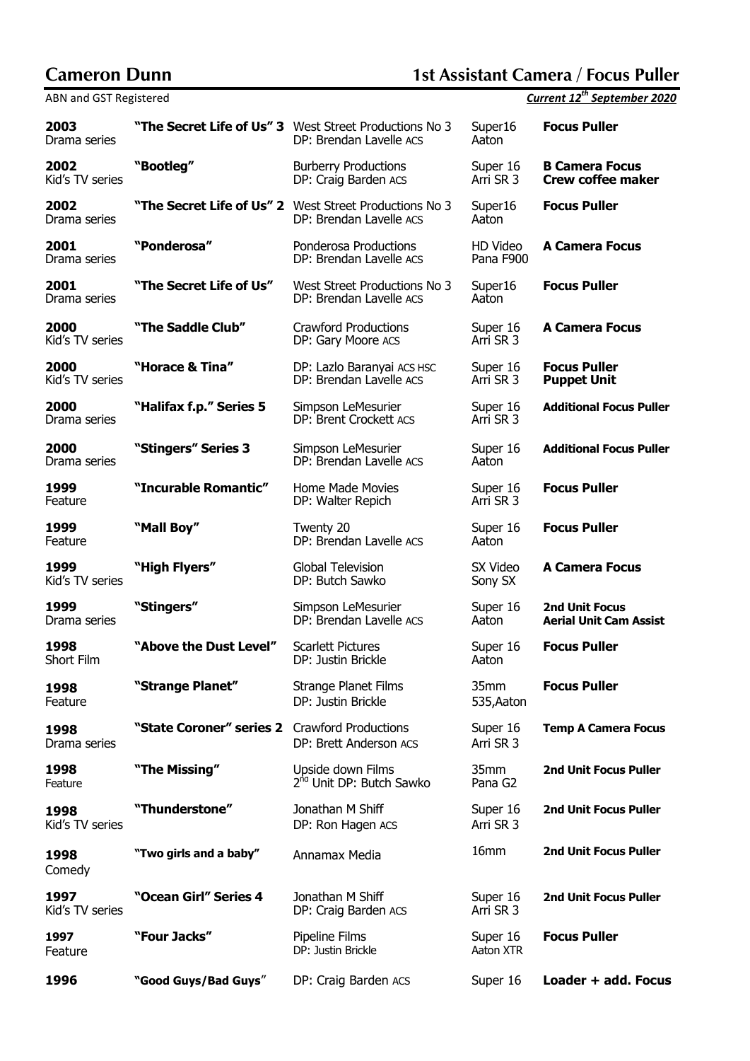**Cameron Dunn** **1st Assistant Camera / Focus Puller**

ABN and GST Registered *Current 12th September 2020*

| Year / Type | Title | Production / DP | Format | Role |
|---|---|---|---|---|
| **2003** Drama series | **"The Secret Life of Us" 3** | West Street Productions No 3 DP: Brendan Lavelle ACS | Super16 Aaton | **Focus Puller** |
| **2002** Kid's TV series | **"Bootleg"** | Burberry Productions DP: Craig Barden ACS | Super 16 Arri SR 3 | **B Camera Focus Crew coffee maker** |
| **2002** Drama series | **"The Secret Life of Us" 2** | West Street Productions No 3 DP: Brendan Lavelle ACS | Super16 Aaton | **Focus Puller** |
| **2001** Drama series | **"Ponderosa"** | Ponderosa Productions DP: Brendan Lavelle ACS | HD Video Pana F900 | **A Camera Focus** |
| **2001** Drama series | **"The Secret Life of Us"** | West Street Productions No 3 DP: Brendan Lavelle ACS | Super16 Aaton | **Focus Puller** |
| **2000** Kid's TV series | **"The Saddle Club"** | Crawford Productions DP: Gary Moore ACS | Super 16 Arri SR 3 | **A Camera Focus** |
| **2000** Kid's TV series | **"Horace & Tina"** | DP: Lazlo Baranyai ACS HSC DP: Brendan Lavelle ACS | Super 16 Arri SR 3 | **Focus Puller Puppet Unit** |
| **2000** Drama series | **"Halifax f.p." Series 5** | Simpson LeMesurier DP: Brent Crockett ACS | Super 16 Arri SR 3 | **Additional Focus Puller** |
| **2000** Drama series | **"Stingers" Series 3** | Simpson LeMesurier DP: Brendan Lavelle ACS | Super 16 Aaton | **Additional Focus Puller** |
| **1999** Feature | **"Incurable Romantic"** | Home Made Movies DP: Walter Repich | Super 16 Arri SR 3 | **Focus Puller** |
| **1999** Feature | **"Mall Boy"** | Twenty 20 DP: Brendan Lavelle ACS | Super 16 Aaton | **Focus Puller** |
| **1999** Kid's TV series | **"High Flyers"** | Global Television DP: Butch Sawko | SX Video Sony SX | **A Camera Focus** |
| **1999** Drama series | **"Stingers"** | Simpson LeMesurier DP: Brendan Lavelle ACS | Super 16 Aaton | **2nd Unit Focus Aerial Unit Cam Assist** |
| **1998** Short Film | **"Above the Dust Level"** | Scarlett Pictures DP: Justin Brickle | Super 16 Aaton | **Focus Puller** |
| **1998** Feature | **"Strange Planet"** | Strange Planet Films DP: Justin Brickle | 35mm 535,Aaton | **Focus Puller** |
| **1998** Drama series | **"State Coroner" series 2** | Crawford Productions DP: Brett Anderson ACS | Super 16 Arri SR 3 | **Temp A Camera Focus** |
| **1998** Feature | **"The Missing"** | Upside down Films 2nd Unit DP: Butch Sawko | 35mm Pana G2 | **2nd Unit Focus Puller** |
| **1998** Kid's TV series | **"Thunderstone"** | Jonathan M Shiff DP: Ron Hagen ACS | Super 16 Arri SR 3 | **2nd Unit Focus Puller** |
| **1998** Comedy | **"Two girls and a baby"** | Annamax Media | 16mm | **2nd Unit Focus Puller** |
| **1997** Kid's TV series | **"Ocean Girl" Series 4** | Jonathan M Shiff DP: Craig Barden ACS | Super 16 Arri SR 3 | **2nd Unit Focus Puller** |
| **1997** Feature | **"Four Jacks"** | Pipeline Films DP: Justin Brickle | Super 16 Aaton XTR | **Focus Puller** |
| **1996** | **"Good Guys/Bad Guys"** | DP: Craig Barden ACS | Super 16 | **Loader + add. Focus** |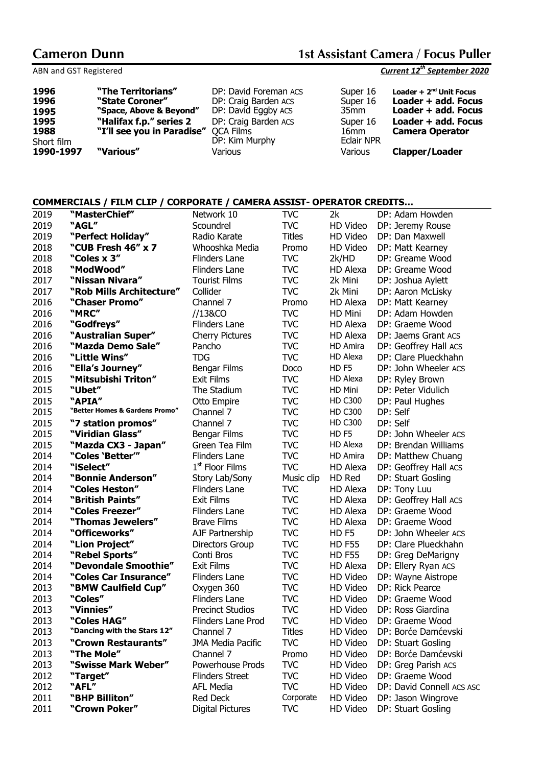# Cameron Dunn — 1st Assistant Camera / Focus Puller

ABN and GST Registered — ***Current 12th September 2020***

| | | | | |
|---|---|---|---|---|
| **1996** | **"The Territorians"** | DP: David Foreman ACS | Super 16 | **Loader + 2nd Unit Focus** |
| **1996** | **"State Coroner"** | DP: Craig Barden ACS | Super 16 | **Loader + add. Focus** |
| **1995** | **"Space, Above & Beyond"** | DP: David Eggby ACS | 35mm | **Loader + add. Focus** |
| **1995** | **"Halifax f.p." series 2** | DP: Craig Barden ACS | Super 16 | **Loader + add. Focus** |
| **1988** Short film | **"I'll see you in Paradise"** | QCA Films DP: Kim Murphy | 16mm Eclair NPR | **Camera Operator** |
| **1990-1997** | **"Various"** | Various | Various | **Clapper/Loader** |

## COMMERCIALS / FILM CLIP / CORPORATE / CAMERA ASSIST- OPERATOR CREDITS…

| | | | | | |
|---|---|---|---|---|---|
| 2019 | **"MasterChief"** | Network 10 | TVC | 2k | DP: Adam Howden |
| 2019 | **"AGL"** | Scoundrel | TVC | HD Video | DP: Jeremy Rouse |
| 2019 | **"Perfect Holiday"** | Radio Karate | Titles | HD Video | DP: Dan Maxwell |
| 2018 | **"CUB Fresh 46" x 7** | Whooshka Media | Promo | HD Video | DP: Matt Kearney |
| 2018 | **"Coles x 3"** | Flinders Lane | TVC | 2k/HD | DP: Greame Wood |
| 2018 | **"ModWood"** | Flinders Lane | TVC | HD Alexa | DP: Greame Wood |
| 2017 | **"Nissan Nivara"** | Tourist Films | TVC | 2k Mini | DP: Joshua Aylett |
| 2017 | **"Rob Mills Architecture"** | Collider | TVC | 2k Mini | DP: Aaron McLisky |
| 2016 | **"Chaser Promo"** | Channel 7 | Promo | HD Alexa | DP: Matt Kearney |
| 2016 | **"MRC"** | //13&CO | TVC | HD Mini | DP: Adam Howden |
| 2016 | **"Godfreys"** | Flinders Lane | TVC | HD Alexa | DP: Graeme Wood |
| 2016 | **"Australian Super"** | Cherry Pictures | TVC | HD Alexa | DP: Jaems Grant ACS |
| 2016 | **"Mazda Demo Sale"** | Pancho | TVC | HD Amira | DP: Geoffrey Hall ACS |
| 2016 | **"Little Wins"** | TDG | TVC | HD Alexa | DP: Clare Plueckhahn |
| 2016 | **"Ella's Journey"** | Bengar Films | Doco | HD F5 | DP: John Wheeler ACS |
| 2015 | **"Mitsubishi Triton"** | Exit Films | TVC | HD Alexa | DP: Ryley Brown |
| 2015 | **"Ubet"** | The Stadium | TVC | HD Mini | DP: Peter Vidulich |
| 2015 | **"APIA"** | Otto Empire | TVC | HD C300 | DP: Paul Hughes |
| 2015 | **"Better Homes & Gardens Promo"** | Channel 7 | TVC | HD C300 | DP: Self |
| 2015 | **"7 station promos"** | Channel 7 | TVC | HD C300 | DP: Self |
| 2015 | **"Viridian Glass"** | Bengar Films | TVC | HD F5 | DP: John Wheeler ACS |
| 2015 | **"Mazda CX3 - Japan"** | Green Tea Film | TVC | HD Alexa | DP: Brendan Williams |
| 2014 | **"Coles 'Better'"** | Flinders Lane | TVC | HD Amira | DP: Matthew Chuang |
| 2014 | **"iSelect"** | 1st Floor Films | TVC | HD Alexa | DP: Geoffrey Hall ACS |
| 2014 | **"Bonnie Anderson"** | Story Lab/Sony | Music clip | HD Red | DP: Stuart Gosling |
| 2014 | **"Coles Heston"** | Flinders Lane | TVC | HD Alexa | DP: Tony Luu |
| 2014 | **"British Paints"** | Exit Films | TVC | HD Alexa | DP: Geoffrey Hall ACS |
| 2014 | **"Coles Freezer"** | Flinders Lane | TVC | HD Alexa | DP: Graeme Wood |
| 2014 | **"Thomas Jewelers"** | Brave Films | TVC | HD Alexa | DP: Graeme Wood |
| 2014 | **"Officeworks"** | AJF Partnership | TVC | HD F5 | DP: John Wheeler ACS |
| 2014 | **"Lion Project"** | Directors Group | TVC | HD F55 | DP: Clare Plueckhahn |
| 2014 | **"Rebel Sports"** | Conti Bros | TVC | HD F55 | DP: Greg DeMarigny |
| 2014 | **"Devondale Smoothie"** | Exit Films | TVC | HD Alexa | DP: Ellery Ryan ACS |
| 2014 | **"Coles Car Insurance"** | Flinders Lane | TVC | HD Video | DP: Wayne Aistrope |
| 2013 | **"BMW Caulfield Cup"** | Oxygen 360 | TVC | HD Video | DP: Rick Pearce |
| 2013 | **"Coles"** | Flinders Lane | TVC | HD Video | DP: Graeme Wood |
| 2013 | **"Vinnies"** | Precinct Studios | TVC | HD Video | DP: Ross Giardina |
| 2013 | **"Coles HAG"** | Flinders Lane Prod | TVC | HD Video | DP: Graeme Wood |
| 2013 | **"Dancing with the Stars 12"** | Channel 7 | Titles | HD Video | DP: Borće Damćevski |
| 2013 | **"Crown Restaurants"** | JMA Media Pacific | TVC | HD Video | DP: Stuart Gosling |
| 2013 | **"The Mole"** | Channel 7 | Promo | HD Video | DP: Borće Damćevski |
| 2013 | **"Swisse Mark Weber"** | Powerhouse Prods | TVC | HD Video | DP: Greg Parish ACS |
| 2012 | **"Target"** | Flinders Street | TVC | HD Video | DP: Graeme Wood |
| 2012 | **"AFL"** | AFL Media | TVC | HD Video | DP: David Connell ACS ASC |
| 2011 | **"BHP Billiton"** | Red Deck | Corporate | HD Video | DP: Jason Wingrove |
| 2011 | **"Crown Poker"** | Digital Pictures | TVC | HD Video | DP: Stuart Gosling |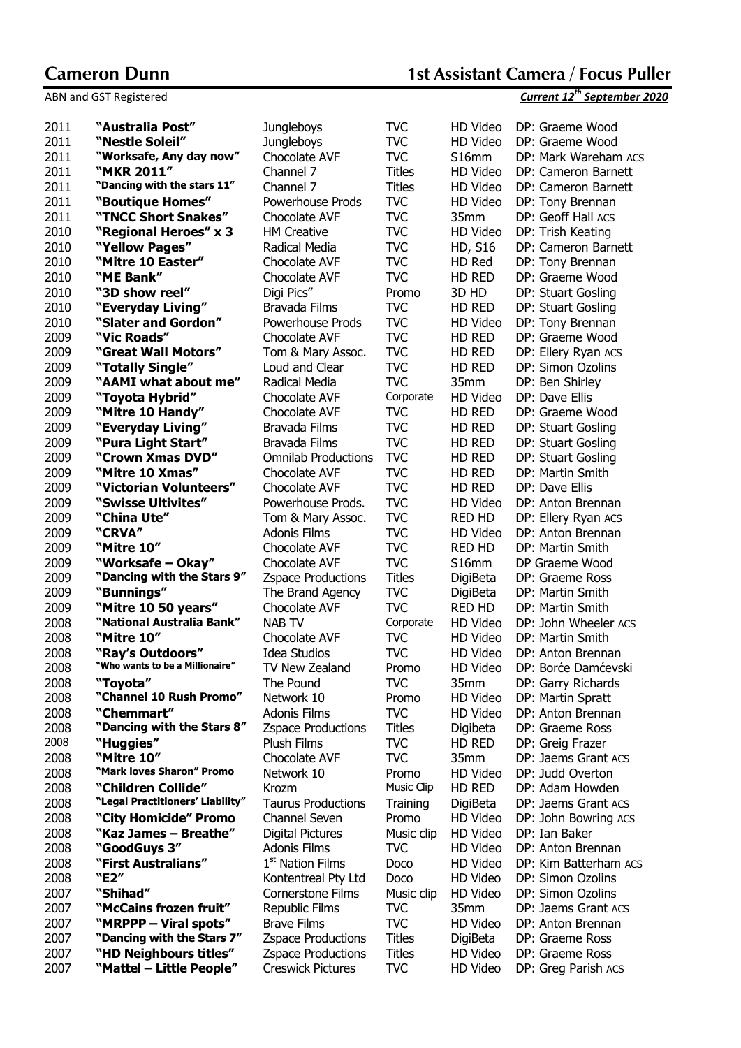# Cameron Dunn

## 1st Assistant Camera / Focus Puller

ABN and GST Registered

***Current 12th September 2020***

| | | | | | |
|---|---|---|---|---|---|
| 2011 | **"Australia Post"** | Jungleboys | TVC | HD Video | DP: Graeme Wood |
| 2011 | **"Nestle Soleil"** | Jungleboys | TVC | HD Video | DP: Graeme Wood |
| 2011 | **"Worksafe, Any day now"** | Chocolate AVF | TVC | S16mm | DP: Mark Wareham ACS |
| 2011 | **"MKR 2011"** | Channel 7 | Titles | HD Video | DP: Cameron Barnett |
| 2011 | **"Dancing with the stars 11"** | Channel 7 | Titles | HD Video | DP: Cameron Barnett |
| 2011 | **"Boutique Homes"** | Powerhouse Prods | TVC | HD Video | DP: Tony Brennan |
| 2011 | **"TNCC Short Snakes"** | Chocolate AVF | TVC | 35mm | DP: Geoff Hall ACS |
| 2010 | **"Regional Heroes" x 3** | HM Creative | TVC | HD Video | DP: Trish Keating |
| 2010 | **"Yellow Pages"** | Radical Media | TVC | HD, S16 | DP: Cameron Barnett |
| 2010 | **"Mitre 10 Easter"** | Chocolate AVF | TVC | HD Red | DP: Tony Brennan |
| 2010 | **"ME Bank"** | Chocolate AVF | TVC | HD RED | DP: Graeme Wood |
| 2010 | **"3D show reel"** | Digi Pics" | Promo | 3D HD | DP: Stuart Gosling |
| 2010 | **"Everyday Living"** | Bravada Films | TVC | HD RED | DP: Stuart Gosling |
| 2010 | **"Slater and Gordon"** | Powerhouse Prods | TVC | HD Video | DP: Tony Brennan |
| 2009 | **"Vic Roads"** | Chocolate AVF | TVC | HD RED | DP: Graeme Wood |
| 2009 | **"Great Wall Motors"** | Tom & Mary Assoc. | TVC | HD RED | DP: Ellery Ryan ACS |
| 2009 | **"Totally Single"** | Loud and Clear | TVC | HD RED | DP: Simon Ozolins |
| 2009 | **"AAMI what about me"** | Radical Media | TVC | 35mm | DP: Ben Shirley |
| 2009 | **"Toyota Hybrid"** | Chocolate AVF | Corporate | HD Video | DP: Dave Ellis |
| 2009 | **"Mitre 10 Handy"** | Chocolate AVF | TVC | HD RED | DP: Graeme Wood |
| 2009 | **"Everyday Living"** | Bravada Films | TVC | HD RED | DP: Stuart Gosling |
| 2009 | **"Pura Light Start"** | Bravada Films | TVC | HD RED | DP: Stuart Gosling |
| 2009 | **"Crown Xmas DVD"** | Omnilab Productions | TVC | HD RED | DP: Stuart Gosling |
| 2009 | **"Mitre 10 Xmas"** | Chocolate AVF | TVC | HD RED | DP: Martin Smith |
| 2009 | **"Victorian Volunteers"** | Chocolate AVF | TVC | HD RED | DP: Dave Ellis |
| 2009 | **"Swisse Ultivites"** | Powerhouse Prods. | TVC | HD Video | DP: Anton Brennan |
| 2009 | **"China Ute"** | Tom & Mary Assoc. | TVC | RED HD | DP: Ellery Ryan ACS |
| 2009 | **"CRVA"** | Adonis Films | TVC | HD Video | DP: Anton Brennan |
| 2009 | **"Mitre 10"** | Chocolate AVF | TVC | RED HD | DP: Martin Smith |
| 2009 | **"Worksafe – Okay"** | Chocolate AVF | TVC | S16mm | DP Graeme Wood |
| 2009 | **"Dancing with the Stars 9"** | Zspace Productions | Titles | DigiBeta | DP: Graeme Ross |
| 2009 | **"Bunnings"** | The Brand Agency | TVC | DigiBeta | DP: Martin Smith |
| 2009 | **"Mitre 10 50 years"** | Chocolate AVF | TVC | RED HD | DP: Martin Smith |
| 2008 | **"National Australia Bank"** | NAB TV | Corporate | HD Video | DP: John Wheeler ACS |
| 2008 | **"Mitre 10"** | Chocolate AVF | TVC | HD Video | DP: Martin Smith |
| 2008 | **"Ray's Outdoors"** | Idea Studios | TVC | HD Video | DP: Anton Brennan |
| 2008 | **"Who wants to be a Millionaire"** | TV New Zealand | Promo | HD Video | DP: Borće Damćevski |
| 2008 | **"Toyota"** | The Pound | TVC | 35mm | DP: Garry Richards |
| 2008 | **"Channel 10 Rush Promo"** | Network 10 | Promo | HD Video | DP: Martin Spratt |
| 2008 | **"Chemmart"** | Adonis Films | TVC | HD Video | DP: Anton Brennan |
| 2008 | **"Dancing with the Stars 8"** | Zspace Productions | Titles | Digibeta | DP: Graeme Ross |
| 2008 | **"Huggies"** | Plush Films | TVC | HD RED | DP: Greig Frazer |
| 2008 | **"Mitre 10"** | Chocolate AVF | TVC | 35mm | DP: Jaems Grant ACS |
| 2008 | **"Mark loves Sharon" Promo** | Network 10 | Promo | HD Video | DP: Judd Overton |
| 2008 | **"Children Collide"** | Krozm | Music Clip | HD RED | DP: Adam Howden |
| 2008 | **"Legal Practitioners' Liability"** | Taurus Productions | Training | DigiBeta | DP: Jaems Grant ACS |
| 2008 | **"City Homicide" Promo** | Channel Seven | Promo | HD Video | DP: John Bowring ACS |
| 2008 | **"Kaz James – Breathe"** | Digital Pictures | Music clip | HD Video | DP: Ian Baker |
| 2008 | **"GoodGuys 3"** | Adonis Films | TVC | HD Video | DP: Anton Brennan |
| 2008 | **"First Australians"** | 1st Nation Films | Doco | HD Video | DP: Kim Batterham ACS |
| 2008 | **"E2"** | Kontentreal Pty Ltd | Doco | HD Video | DP: Simon Ozolins |
| 2007 | **"Shihad"** | Cornerstone Films | Music clip | HD Video | DP: Simon Ozolins |
| 2007 | **"McCains frozen fruit"** | Republic Films | TVC | 35mm | DP: Jaems Grant ACS |
| 2007 | **"MRPPP – Viral spots"** | Brave Films | TVC | HD Video | DP: Anton Brennan |
| 2007 | **"Dancing with the Stars 7"** | Zspace Productions | Titles | DigiBeta | DP: Graeme Ross |
| 2007 | **"HD Neighbours titles"** | Zspace Productions | Titles | HD Video | DP: Graeme Ross |
| 2007 | **"Mattel – Little People"** | Creswick Pictures | TVC | HD Video | DP: Greg Parish ACS |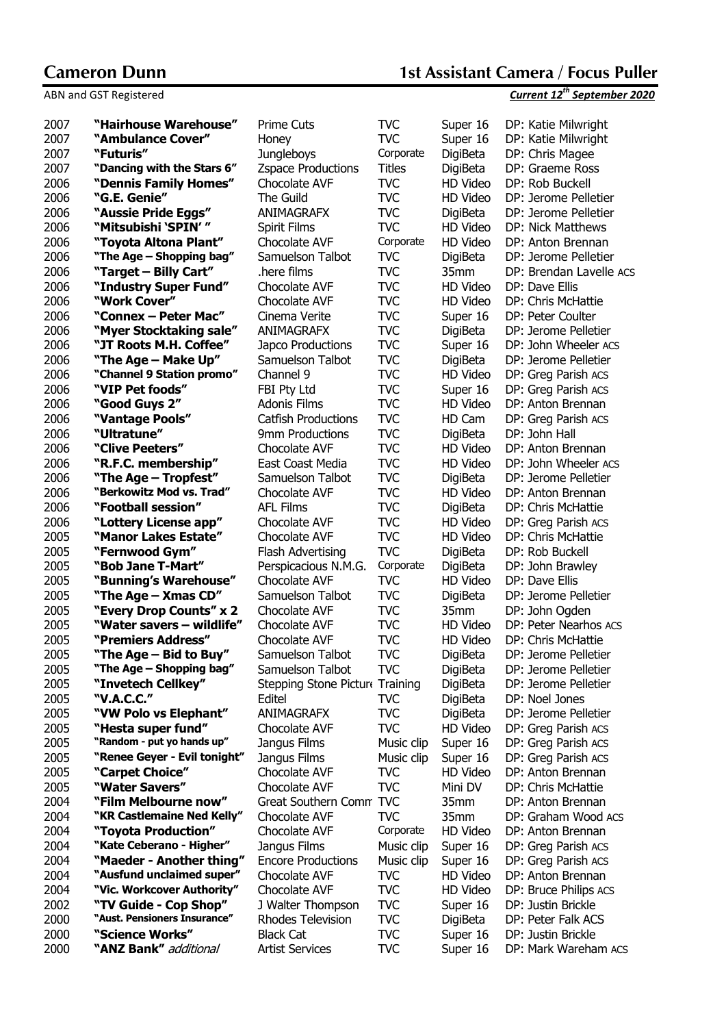**Cameron Dunn** **1st Assistant Camera / Focus Puller**

ABN and GST Registered *Current 12th September 2020*

| | | | | | |
|---|---|---|---|---|---|
| 2007 | **"Hairhouse Warehouse"** | Prime Cuts | TVC | Super 16 | DP: Katie Milwright |
| 2007 | **"Ambulance Cover"** | Honey | TVC | Super 16 | DP: Katie Milwright |
| 2007 | **"Futuris"** | Jungleboys | Corporate | DigiBeta | DP: Chris Magee |
| 2007 | **"Dancing with the Stars 6"** | Zspace Productions | Titles | DigiBeta | DP: Graeme Ross |
| 2006 | **"Dennis Family Homes"** | Chocolate AVF | TVC | HD Video | DP: Rob Buckell |
| 2006 | **"G.E. Genie"** | The Guild | TVC | HD Video | DP: Jerome Pelletier |
| 2006 | **"Aussie Pride Eggs"** | ANIMAGRAFX | TVC | DigiBeta | DP: Jerome Pelletier |
| 2006 | **"Mitsubishi 'SPIN' "** | Spirit Films | TVC | HD Video | DP: Nick Matthews |
| 2006 | **"Toyota Altona Plant"** | Chocolate AVF | Corporate | HD Video | DP: Anton Brennan |
| 2006 | **"The Age – Shopping bag"** | Samuelson Talbot | TVC | DigiBeta | DP: Jerome Pelletier |
| 2006 | **"Target – Billy Cart"** | .here films | TVC | 35mm | DP: Brendan Lavelle ACS |
| 2006 | **"Industry Super Fund"** | Chocolate AVF | TVC | HD Video | DP: Dave Ellis |
| 2006 | **"Work Cover"** | Chocolate AVF | TVC | HD Video | DP: Chris McHattie |
| 2006 | **"Connex – Peter Mac"** | Cinema Verite | TVC | Super 16 | DP: Peter Coulter |
| 2006 | **"Myer Stocktaking sale"** | ANIMAGRAFX | TVC | DigiBeta | DP: Jerome Pelletier |
| 2006 | **"JT Roots M.H. Coffee"** | Japco Productions | TVC | Super 16 | DP: John Wheeler ACS |
| 2006 | **"The Age – Make Up"** | Samuelson Talbot | TVC | DigiBeta | DP: Jerome Pelletier |
| 2006 | **"Channel 9 Station promo"** | Channel 9 | TVC | HD Video | DP: Greg Parish ACS |
| 2006 | **"VIP Pet foods"** | FBI Pty Ltd | TVC | Super 16 | DP: Greg Parish ACS |
| 2006 | **"Good Guys 2"** | Adonis Films | TVC | HD Video | DP: Anton Brennan |
| 2006 | **"Vantage Pools"** | Catfish Productions | TVC | HD Cam | DP: Greg Parish ACS |
| 2006 | **"Ultratune"** | 9mm Productions | TVC | DigiBeta | DP: John Hall |
| 2006 | **"Clive Peeters"** | Chocolate AVF | TVC | HD Video | DP: Anton Brennan |
| 2006 | **"R.F.C. membership"** | East Coast Media | TVC | HD Video | DP: John Wheeler ACS |
| 2006 | **"The Age – Tropfest"** | Samuelson Talbot | TVC | DigiBeta | DP: Jerome Pelletier |
| 2006 | **"Berkowitz Mod vs. Trad"** | Chocolate AVF | TVC | HD Video | DP: Anton Brennan |
| 2006 | **"Football session"** | AFL Films | TVC | DigiBeta | DP: Chris McHattie |
| 2006 | **"Lottery License app"** | Chocolate AVF | TVC | HD Video | DP: Greg Parish ACS |
| 2005 | **"Manor Lakes Estate"** | Chocolate AVF | TVC | HD Video | DP: Chris McHattie |
| 2005 | **"Fernwood Gym"** | Flash Advertising | TVC | DigiBeta | DP: Rob Buckell |
| 2005 | **"Bob Jane T-Mart"** | Perspicacious N.M.G. | Corporate | DigiBeta | DP: John Brawley |
| 2005 | **"Bunning's Warehouse"** | Chocolate AVF | TVC | HD Video | DP: Dave Ellis |
| 2005 | **"The Age – Xmas CD"** | Samuelson Talbot | TVC | DigiBeta | DP: Jerome Pelletier |
| 2005 | **"Every Drop Counts" x 2** | Chocolate AVF | TVC | 35mm | DP: John Ogden |
| 2005 | **"Water savers – wildlife"** | Chocolate AVF | TVC | HD Video | DP: Peter Nearhos ACS |
| 2005 | **"Premiers Address"** | Chocolate AVF | TVC | HD Video | DP: Chris McHattie |
| 2005 | **"The Age – Bid to Buy"** | Samuelson Talbot | TVC | DigiBeta | DP: Jerome Pelletier |
| 2005 | **"The Age – Shopping bag"** | Samuelson Talbot | TVC | DigiBeta | DP: Jerome Pelletier |
| 2005 | **"Invetech Cellkey"** | Stepping Stone Picture | Training | DigiBeta | DP: Jerome Pelletier |
| 2005 | **"V.A.C.C."** | Editel | TVC | DigiBeta | DP: Noel Jones |
| 2005 | **"VW Polo vs Elephant"** | ANIMAGRAFX | TVC | DigiBeta | DP: Jerome Pelletier |
| 2005 | **"Hesta super fund"** | Chocolate AVF | TVC | HD Video | DP: Greg Parish ACS |
| 2005 | **"Random - put yo hands up"** | Jangus Films | Music clip | Super 16 | DP: Greg Parish ACS |
| 2005 | **"Renee Geyer - Evil tonight"** | Jangus Films | Music clip | Super 16 | DP: Greg Parish ACS |
| 2005 | **"Carpet Choice"** | Chocolate AVF | TVC | HD Video | DP: Anton Brennan |
| 2005 | **"Water Savers"** | Chocolate AVF | TVC | Mini DV | DP: Chris McHattie |
| 2004 | **"Film Melbourne now"** | Great Southern Comm | TVC | 35mm | DP: Anton Brennan |
| 2004 | **"KR Castlemaine Ned Kelly"** | Chocolate AVF | TVC | 35mm | DP: Graham Wood ACS |
| 2004 | **"Toyota Production"** | Chocolate AVF | Corporate | HD Video | DP: Anton Brennan |
| 2004 | **"Kate Ceberano - Higher"** | Jangus Films | Music clip | Super 16 | DP: Greg Parish ACS |
| 2004 | **"Maeder - Another thing"** | Encore Productions | Music clip | Super 16 | DP: Greg Parish ACS |
| 2004 | **"Ausfund unclaimed super"** | Chocolate AVF | TVC | HD Video | DP: Anton Brennan |
| 2004 | **"Vic. Workcover Authority"** | Chocolate AVF | TVC | HD Video | DP: Bruce Philips ACS |
| 2002 | **"TV Guide - Cop Shop"** | J Walter Thompson | TVC | Super 16 | DP: Justin Brickle |
| 2000 | **"Aust. Pensioners Insurance"** | Rhodes Television | TVC | DigiBeta | DP: Peter Falk ACS |
| 2000 | **"Science Works"** | Black Cat | TVC | Super 16 | DP: Justin Brickle |
| 2000 | **"ANZ Bank"** *additional* | Artist Services | TVC | Super 16 | DP: Mark Wareham ACS |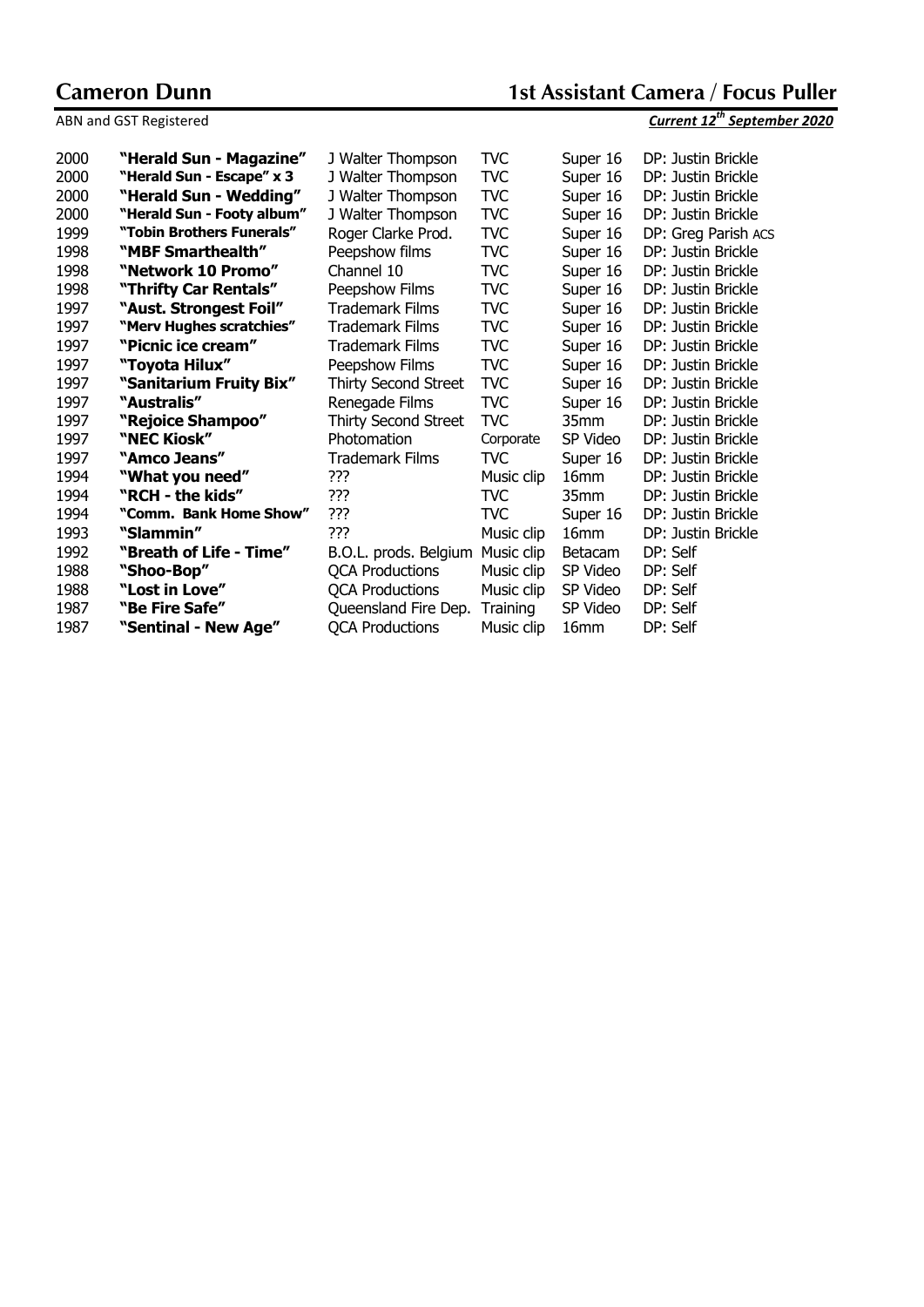| | | | | | |
|---|---|---|---|---|---|
| 2000 | **"Herald Sun - Magazine"** | J Walter Thompson | TVC | Super 16 | DP: Justin Brickle |
| 2000 | **"Herald Sun - Escape" x 3** | J Walter Thompson | TVC | Super 16 | DP: Justin Brickle |
| 2000 | **"Herald Sun - Wedding"** | J Walter Thompson | TVC | Super 16 | DP: Justin Brickle |
| 2000 | **"Herald Sun - Footy album"** | J Walter Thompson | TVC | Super 16 | DP: Justin Brickle |
| 1999 | **"Tobin Brothers Funerals"** | Roger Clarke Prod. | TVC | Super 16 | DP: Greg Parish ACS |
| 1998 | **"MBF Smarthealth"** | Peepshow films | TVC | Super 16 | DP: Justin Brickle |
| 1998 | **"Network 10 Promo"** | Channel 10 | TVC | Super 16 | DP: Justin Brickle |
| 1998 | **"Thrifty Car Rentals"** | Peepshow Films | TVC | Super 16 | DP: Justin Brickle |
| 1997 | **"Aust. Strongest Foil"** | Trademark Films | TVC | Super 16 | DP: Justin Brickle |
| 1997 | **"Merv Hughes scratchies"** | Trademark Films | TVC | Super 16 | DP: Justin Brickle |
| 1997 | **"Picnic ice cream"** | Trademark Films | TVC | Super 16 | DP: Justin Brickle |
| 1997 | **"Toyota Hilux"** | Peepshow Films | TVC | Super 16 | DP: Justin Brickle |
| 1997 | **"Sanitarium Fruity Bix"** | Thirty Second Street | TVC | Super 16 | DP: Justin Brickle |
| 1997 | **"Australis"** | Renegade Films | TVC | Super 16 | DP: Justin Brickle |
| 1997 | **"Rejoice Shampoo"** | Thirty Second Street | TVC | 35mm | DP: Justin Brickle |
| 1997 | **"NEC Kiosk"** | Photomation | Corporate | SP Video | DP: Justin Brickle |
| 1997 | **"Amco Jeans"** | Trademark Films | TVC | Super 16 | DP: Justin Brickle |
| 1994 | **"What you need"** | ??? | Music clip | 16mm | DP: Justin Brickle |
| 1994 | **"RCH - the kids"** | ??? | TVC | 35mm | DP: Justin Brickle |
| 1994 | **"Comm. Bank Home Show"** | ??? | TVC | Super 16 | DP: Justin Brickle |
| 1993 | **"Slammin"** | ??? | Music clip | 16mm | DP: Justin Brickle |
| 1992 | **"Breath of Life - Time"** | B.O.L. prods. Belgium | Music clip | Betacam | DP: Self |
| 1988 | **"Shoo-Bop"** | QCA Productions | Music clip | SP Video | DP: Self |
| 1988 | **"Lost in Love"** | QCA Productions | Music clip | SP Video | DP: Self |
| 1987 | **"Be Fire Safe"** | Queensland Fire Dep. | Training | SP Video | DP: Self |
| 1987 | **"Sentinal - New Age"** | QCA Productions | Music clip | 16mm | DP: Self |